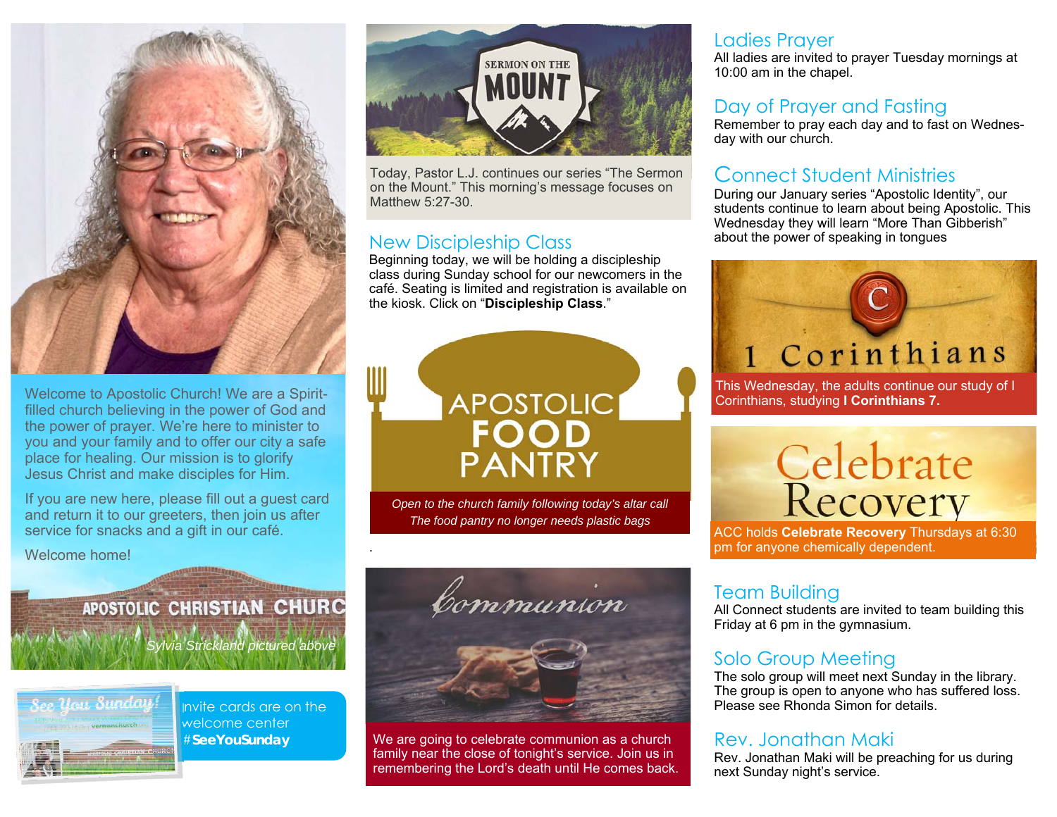Welcome to Apostolic Church! We are a Spirit-filled church believing in the power of God and the power of prayer. We're here to minister to you and your family and to offer our city a safe place for healing. Our mission is to glorify Jesus Christ and make disciples for Him.

If you are new here, please fill out a guest card and return it to our greeters, then join us after service for snacks and a gift in our café.

Welcome home!

*Sylvia Strickland pictured above*

Invite cards are on the welcome center #**SeeYouSunday**

SERMON ON THE MOUNT

Today, Pastor L.J. continues our series "The Sermon on the Mount." This morning's message focuses on Matthew 5:27-30.

## New Discipleship Class

Beginning today, we will be holding a discipleship class during Sunday school for our newcomers in the café. Seating is limited and registration is available on the kiosk. Click on "**Discipleship Class**."

APOSTOLIC FOOD PANTRY

*Open to the church family following today's altar call*
*The food pantry no longer needs plastic bags*

Communion

We are going to celebrate communion as a church family near the close of tonight's service. Join us in remembering the Lord's death until He comes back.

## Ladies Prayer

All ladies are invited to prayer Tuesday mornings at 10:00 am in the chapel.

## Day of Prayer and Fasting

Remember to pray each day and to fast on Wednesday with our church.

## Connect Student Ministries

During our January series "Apostolic Identity", our students continue to learn about being Apostolic. This Wednesday they will learn "More Than Gibberish" about the power of speaking in tongues

I Corinthians

This Wednesday, the adults continue our study of I Corinthians, studying **I Corinthians 7.**

Celebrate Recovery

ACC holds **Celebrate Recovery** Thursdays at 6:30 pm for anyone chemically dependent.

## Team Building

All Connect students are invited to team building this Friday at 6 pm in the gymnasium.

## Solo Group Meeting

The solo group will meet next Sunday in the library. The group is open to anyone who has suffered loss. Please see Rhonda Simon for details.

## Rev. Jonathan Maki

Rev. Jonathan Maki will be preaching for us during next Sunday night's service.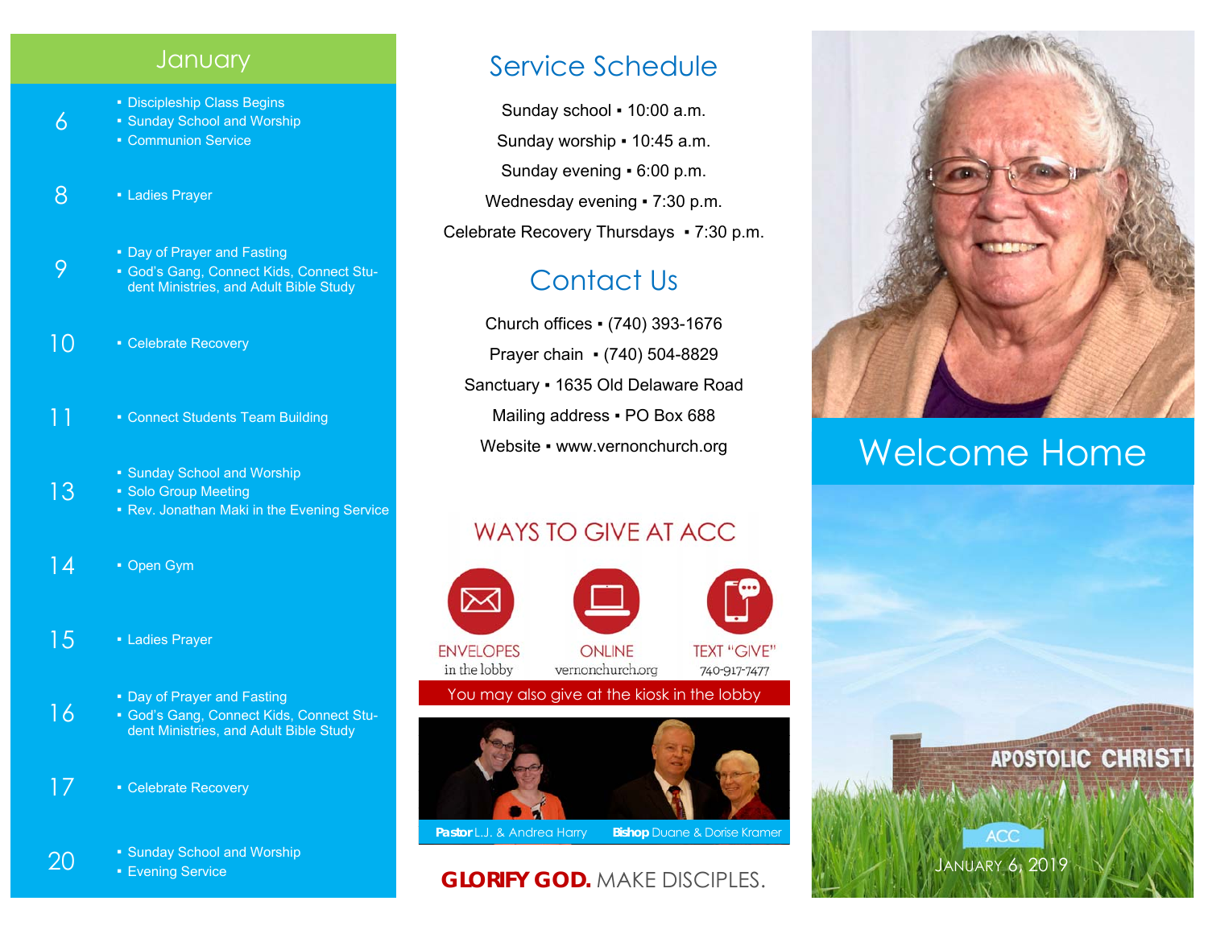## January

| | |
|---|---|
| 6 | • Discipleship Class Begins<br>• Sunday School and Worship<br>• Communion Service |
| 8 | • Ladies Prayer |
| 9 | • Day of Prayer and Fasting<br>• God's Gang, Connect Kids, Connect Student Ministries, and Adult Bible Study |
| 10 | • Celebrate Recovery |
| 11 | • Connect Students Team Building |
| 13 | • Sunday School and Worship<br>• Solo Group Meeting<br>• Rev. Jonathan Maki in the Evening Service |
| 14 | • Open Gym |
| 15 | • Ladies Prayer |
| 16 | • Day of Prayer and Fasting<br>• God's Gang, Connect Kids, Connect Student Ministries, and Adult Bible Study |
| 17 | • Celebrate Recovery |
| 20 | • Sunday School and Worship<br>• Evening Service |

## Service Schedule

Sunday school ▪ 10:00 a.m.

Sunday worship ▪ 10:45 a.m.

Sunday evening ▪ 6:00 p.m.

Wednesday evening ▪ 7:30 p.m.

Celebrate Recovery Thursdays ▪ 7:30 p.m.

## Contact Us

Church offices ▪ (740) 393-1676

Prayer chain ▪ (740) 504-8829

Sanctuary ▪ 1635 Old Delaware Road

Mailing address ▪ PO Box 688

Website ▪ www.vernonchurch.org

### WAYS TO GIVE AT ACC

ENVELOPES in the lobby

ONLINE vernonchurch.org

TEXT "GIVE" 740-917-7477

You may also give at the kiosk in the lobby

**Pastor** L.J. & Andrea Harry **Bishop** Duane & Dorise Kramer

**GLORIFY GOD.** MAKE DISCIPLES.

# Welcome Home

ACC

January 6, 2019